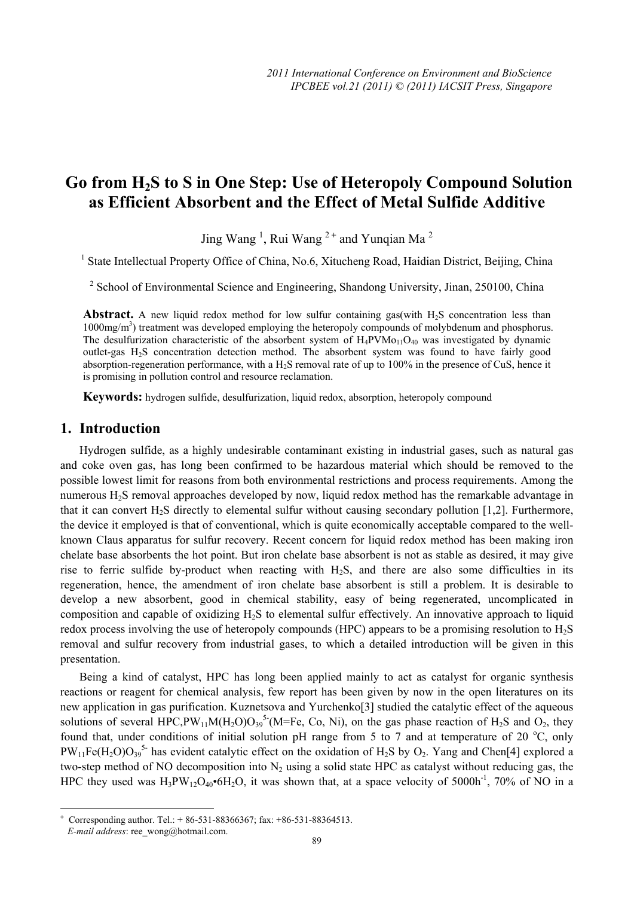# Go from $H_2S$ to S in One Step: Use of Heteropoly Compound Solution as Efficient Absorbent and the Effect of Metal Sulfide Additive

Jing Wang [1], Rui Wang [2+] and Yunqian Ma [2]

[1] State Intellectual Property Office of China, No.6, Xitucheng Road, Haidian District, Beijing, China

[2] School of Environmental Science and Engineering, Shandong University, Jinan, 250100, China

**Abstract.** A new liquid redox method for low sulfur containing gas(with $H_2S$ concentration less than 1000mg/m$^3$) treatment was developed employing the heteropoly compounds of molybdenum and phosphorus. The desulfurization characteristic of the absorbent system of $H_4PVMo_{11}O_{40}$ was investigated by dynamic outlet-gas $H_2S$ concentration detection method. The absorbent system was found to have fairly good absorption-regeneration performance, with a $H_2S$ removal rate of up to 100% in the presence of CuS, hence it is promising in pollution control and resource reclamation.

**Keywords:** hydrogen sulfide, desulfurization, liquid redox, absorption, heteropoly compound

## 1. Introduction

Hydrogen sulfide, as a highly undesirable contaminant existing in industrial gases, such as natural gas and coke oven gas, has long been confirmed to be hazardous material which should be removed to the possible lowest limit for reasons from both environmental restrictions and process requirements. Among the numerous $H_2S$ removal approaches developed by now, liquid redox method has the remarkable advantage in that it can convert $H_2S$ directly to elemental sulfur without causing secondary pollution [1,2]. Furthermore, the device it employed is that of conventional, which is quite economically acceptable compared to the well-known Claus apparatus for sulfur recovery. Recent concern for liquid redox method has been making iron chelate base absorbents the hot point. But iron chelate base absorbent is not as stable as desired, it may give rise to ferric sulfide by-product when reacting with $H_2S$, and there are also some difficulties in its regeneration, hence, the amendment of iron chelate base absorbent is still a problem. It is desirable to develop a new absorbent, good in chemical stability, easy of being regenerated, uncomplicated in composition and capable of oxidizing $H_2S$ to elemental sulfur effectively. An innovative approach to liquid redox process involving the use of heteropoly compounds (HPC) appears to be a promising resolution to $H_2S$ removal and sulfur recovery from industrial gases, to which a detailed introduction will be given in this presentation.

Being a kind of catalyst, HPC has long been applied mainly to act as catalyst for organic synthesis reactions or reagent for chemical analysis, few report has been given by now in the open literatures on its new application in gas purification. Kuznetsova and Yurchenko[3] studied the catalytic effect of the aqueous solutions of several HPC,$PW_{11}M(H_2O)O_{39}^{5-}$(M=Fe, Co, Ni), on the gas phase reaction of $H_2S$ and $O_2$, they found that, under conditions of initial solution pH range from 5 to 7 and at temperature of 20 $^oC$, only $PW_{11}Fe(H_2O)O_{39}^{5-}$ has evident catalytic effect on the oxidation of $H_2S$ by $O_2$. Yang and Chen[4] explored a two-step method of NO decomposition into $N_2$ using a solid state HPC as catalyst without reducing gas, the HPC they used was $H_3PW_{12}O_{40}\bullet 6H_2O$, it was shown that, at a space velocity of 5000h$^{-1}$, 70% of NO in a

+ Corresponding author. Tel.: + 86-531-88366367; fax: +86-531-88364513.
*E-mail address*: ree_wong@hotmail.com.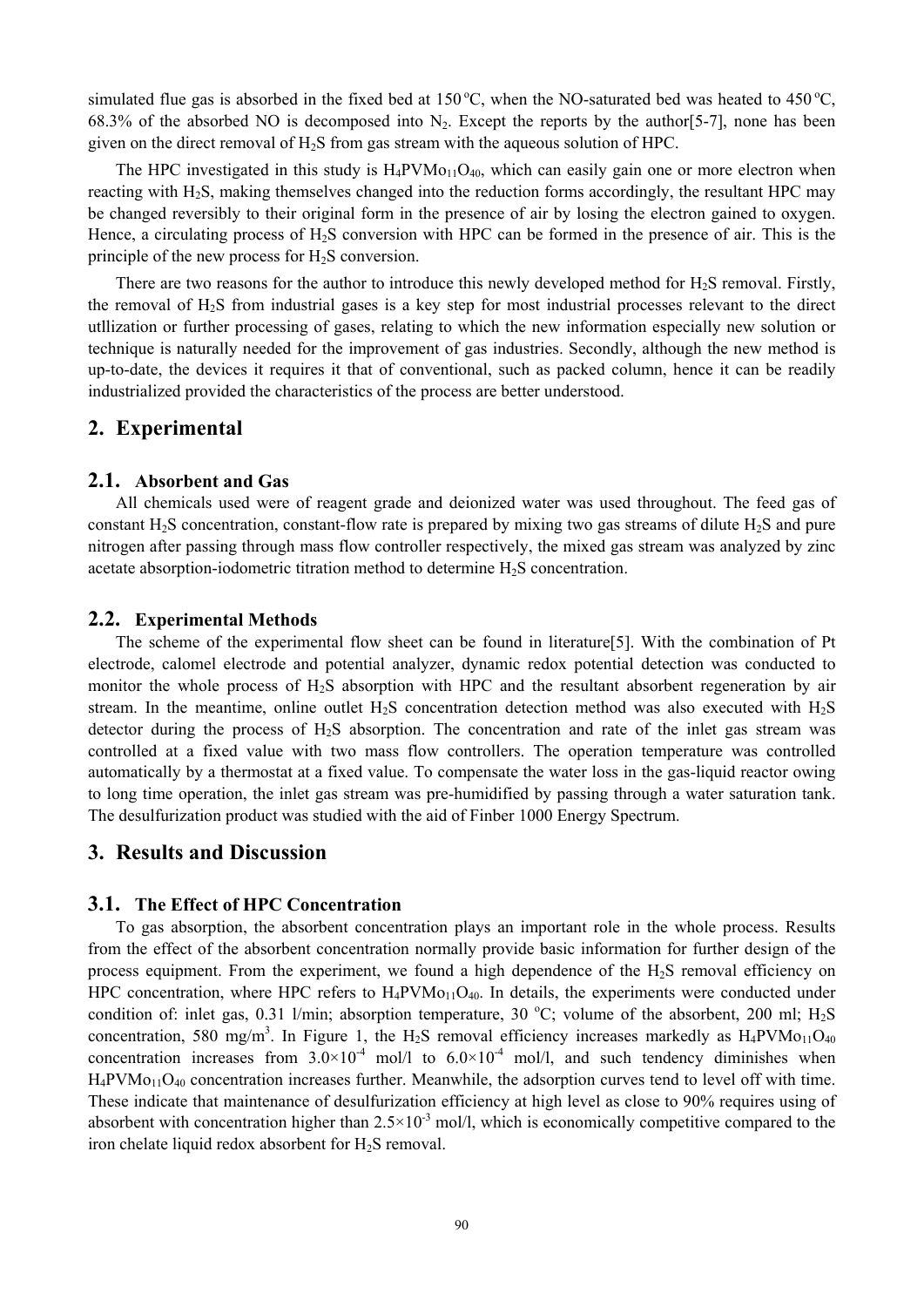simulated flue gas is absorbed in the fixed bed at 150 ºC, when the NO-saturated bed was heated to 450 ºC, 68.3% of the absorbed NO is decomposed into $N_2$. Except the reports by the author[5-7], none has been given on the direct removal of $H_2S$ from gas stream with the aqueous solution of HPC.

The HPC investigated in this study is $H_4PVMo_{11}O_{40}$, which can easily gain one or more electron when reacting with $H_2S$, making themselves changed into the reduction forms accordingly, the resultant HPC may be changed reversibly to their original form in the presence of air by losing the electron gained to oxygen. Hence, a circulating process of $H_2S$ conversion with HPC can be formed in the presence of air. This is the principle of the new process for $H_2S$ conversion.

There are two reasons for the author to introduce this newly developed method for $H_2S$ removal. Firstly, the removal of $H_2S$ from industrial gases is a key step for most industrial processes relevant to the direct utllization or further processing of gases, relating to which the new information especially new solution or technique is naturally needed for the improvement of gas industries. Secondly, although the new method is up-to-date, the devices it requires it that of conventional, such as packed column, hence it can be readily industrialized provided the characteristics of the process are better understood.

## 2. Experimental

### 2.1. Absorbent and Gas

All chemicals used were of reagent grade and deionized water was used throughout. The feed gas of constant $H_2S$ concentration, constant-flow rate is prepared by mixing two gas streams of dilute $H_2S$ and pure nitrogen after passing through mass flow controller respectively, the mixed gas stream was analyzed by zinc acetate absorption-iodometric titration method to determine $H_2S$ concentration.

### 2.2. Experimental Methods

The scheme of the experimental flow sheet can be found in literature[5]. With the combination of Pt electrode, calomel electrode and potential analyzer, dynamic redox potential detection was conducted to monitor the whole process of $H_2S$ absorption with HPC and the resultant absorbent regeneration by air stream. In the meantime, online outlet $H_2S$ concentration detection method was also executed with $H_2S$ detector during the process of $H_2S$ absorption. The concentration and rate of the inlet gas stream was controlled at a fixed value with two mass flow controllers. The operation temperature was controlled automatically by a thermostat at a fixed value. To compensate the water loss in the gas-liquid reactor owing to long time operation, the inlet gas stream was pre-humidified by passing through a water saturation tank. The desulfurization product was studied with the aid of Finber 1000 Energy Spectrum.

## 3. Results and Discussion

### 3.1. The Effect of HPC Concentration

To gas absorption, the absorbent concentration plays an important role in the whole process. Results from the effect of the absorbent concentration normally provide basic information for further design of the process equipment. From the experiment, we found a high dependence of the $H_2S$ removal efficiency on HPC concentration, where HPC refers to $H_4PVMo_{11}O_{40}$. In details, the experiments were conducted under condition of: inlet gas, 0.31 l/min; absorption temperature, 30 ºC; volume of the absorbent, 200 ml; $H_2S$ concentration, 580 mg/m$^3$. In Figure 1, the $H_2S$ removal efficiency increases markedly as $H_4PVMo_{11}O_{40}$ concentration increases from $3.0\times10^{-4}$ mol/l to $6.0\times10^{-4}$ mol/l, and such tendency diminishes when $H_4PVMo_{11}O_{40}$ concentration increases further. Meanwhile, the adsorption curves tend to level off with time. These indicate that maintenance of desulfurization efficiency at high level as close to 90% requires using of absorbent with concentration higher than $2.5\times10^{-3}$ mol/l, which is economically competitive compared to the iron chelate liquid redox absorbent for $H_2S$ removal.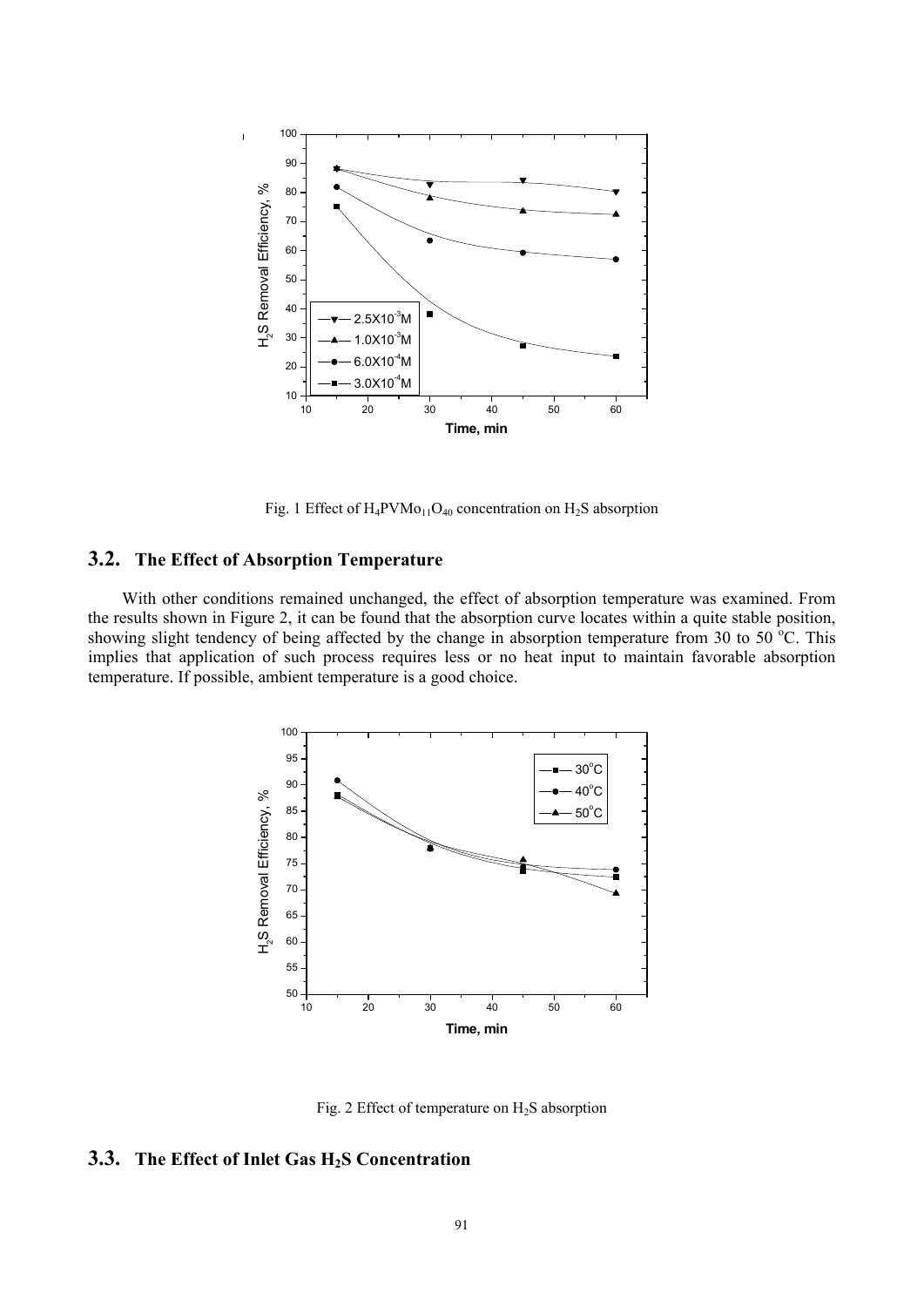Fig. 1 Effect of $H_4PVMo_{11}O_{40}$ concentration on $H_2S$ absorption

## 3.2. The Effect of Absorption Temperature

With other conditions remained unchanged, the effect of absorption temperature was examined. From the results shown in Figure 2, it can be found that the absorption curve locates within a quite stable position, showing slight tendency of being affected by the change in absorption temperature from 30 to 50 °C. This implies that application of such process requires less or no heat input to maintain favorable absorption temperature. If possible, ambient temperature is a good choice.

Fig. 2 Effect of temperature on $H_2S$ absorption

## 3.3. The Effect of Inlet Gas $H_2S$ Concentration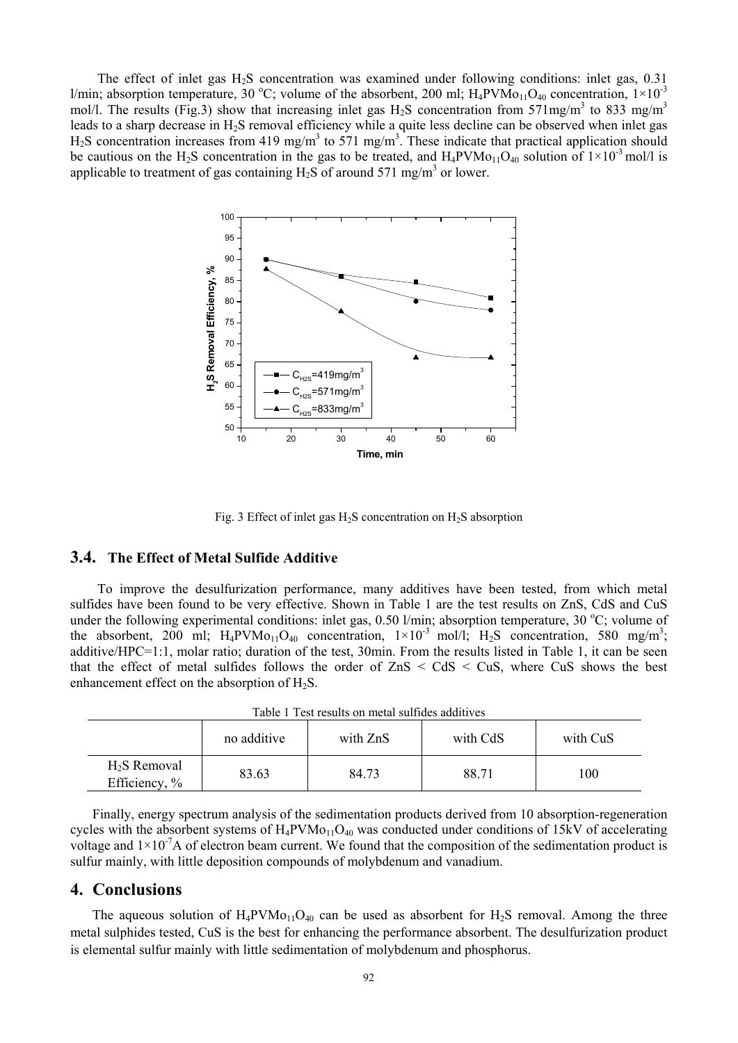The effect of inlet gas $H_2S$ concentration was examined under following conditions: inlet gas, 0.31 l/min; absorption temperature, 30 $^oC$; volume of the absorbent, 200 ml; $H_4PVMo_{11}O_{40}$ concentration, $1\times10^{-3}$ mol/l. The results (Fig.3) show that increasing inlet gas $H_2S$ concentration from 571mg/m$^3$ to 833 mg/m$^3$ leads to a sharp decrease in $H_2S$ removal efficiency while a quite less decline can be observed when inlet gas $H_2S$ concentration increases from 419 mg/m$^3$ to 571 mg/m$^3$. These indicate that practical application should be cautious on the $H_2S$ concentration in the gas to be treated, and $H_4PVMo_{11}O_{40}$ solution of $1\times10^{-3}$ mol/l is applicable to treatment of gas containing $H_2S$ of around 571 mg/m$^3$ or lower.

Fig. 3 Effect of inlet gas $H_2S$ concentration on $H_2S$ absorption

## 3.4. The Effect of Metal Sulfide Additive

To improve the desulfurization performance, many additives have been tested, from which metal sulfides have been found to be very effective. Shown in Table 1 are the test results on ZnS, CdS and CuS under the following experimental conditions: inlet gas, 0.50 l/min; absorption temperature, 30 $^oC$; volume of the absorbent, 200 ml; $H_4PVMo_{11}O_{40}$ concentration, $1\times10^{-3}$ mol/l; $H_2S$ concentration, 580 mg/m$^3$; additive/HPC=1:1, molar ratio; duration of the test, 30min. From the results listed in Table 1, it can be seen that the effect of metal sulfides follows the order of ZnS < CdS < CuS, where CuS shows the best enhancement effect on the absorption of $H_2S$.

Table 1 Test results on metal sulfides additives

| | no additive | with ZnS | with CdS | with CuS |
|---|---|---|---|---|
| $H_2S$ Removal Efficiency, % | 83.63 | 84.73 | 88.71 | 100 |

Finally, energy spectrum analysis of the sedimentation products derived from 10 absorption-regeneration cycles with the absorbent systems of $H_4PVMo_{11}O_{40}$ was conducted under conditions of 15kV of accelerating voltage and $1\times10^{-7}$A of electron beam current. We found that the composition of the sedimentation product is sulfur mainly, with little deposition compounds of molybdenum and vanadium.

# 4. Conclusions

The aqueous solution of $H_4PVMo_{11}O_{40}$ can be used as absorbent for $H_2S$ removal. Among the three metal sulphides tested, CuS is the best for enhancing the performance absorbent. The desulfurization product is elemental sulfur mainly with little sedimentation of molybdenum and phosphorus.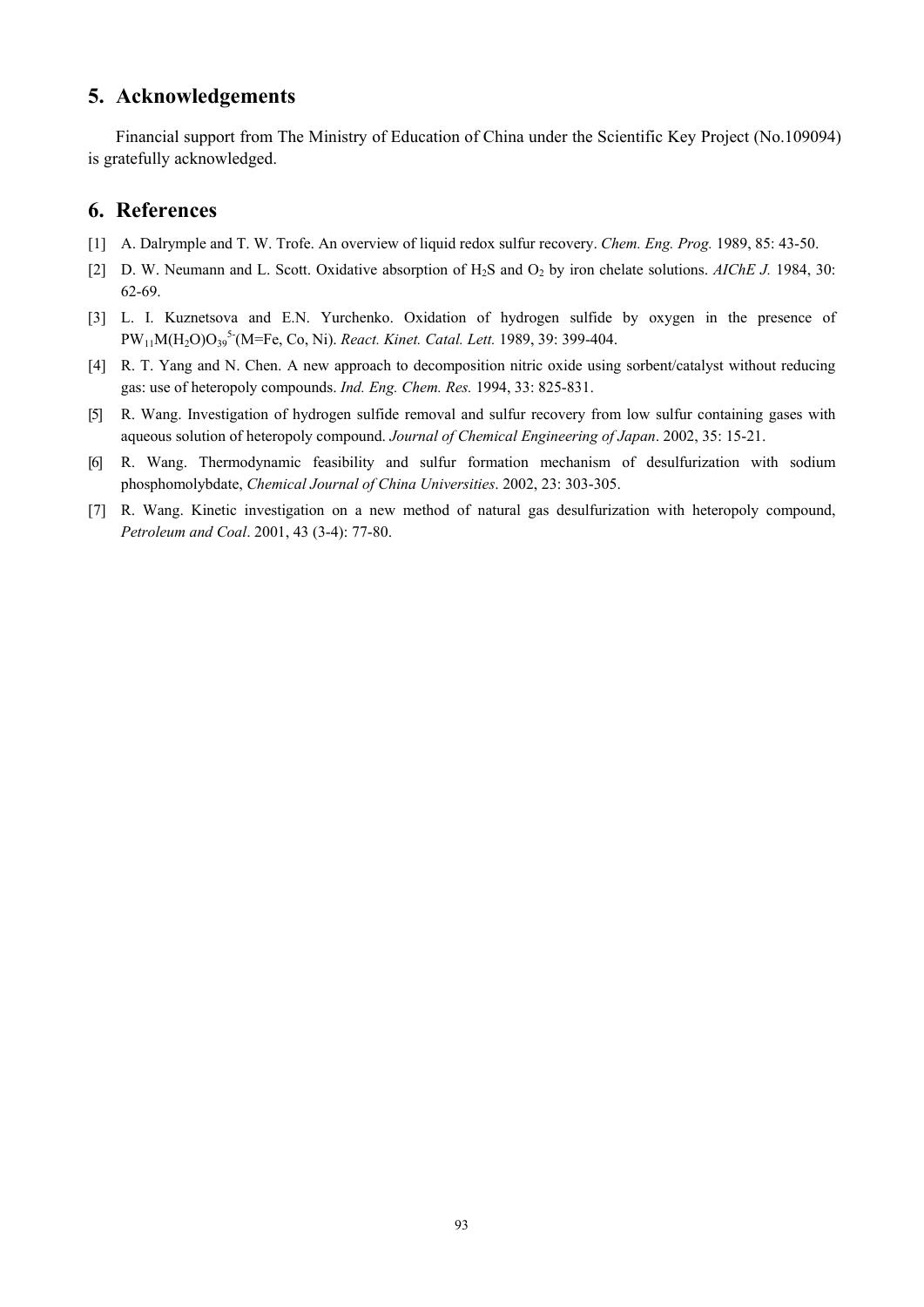## 5. Acknowledgements

Financial support from The Ministry of Education of China under the Scientific Key Project (No.109094) is gratefully acknowledged.

## 6. References

[1] A. Dalrymple and T. W. Trofe. An overview of liquid redox sulfur recovery. *Chem. Eng. Prog.* 1989, 85: 43-50.

[2] D. W. Neumann and L. Scott. Oxidative absorption of $H_2S$ and $O_2$ by iron chelate solutions. *AIChE J.* 1984, 30: 62-69.

[3] L. I. Kuznetsova and E.N. Yurchenko. Oxidation of hydrogen sulfide by oxygen in the presence of $PW_{11}M(H_2O)O_{39}^{5-}$(M=Fe, Co, Ni). *React. Kinet. Catal. Lett.* 1989, 39: 399-404.

[4] R. T. Yang and N. Chen. A new approach to decomposition nitric oxide using sorbent/catalyst without reducing gas: use of heteropoly compounds. *Ind. Eng. Chem. Res.* 1994, 33: 825-831.

[5] R. Wang. Investigation of hydrogen sulfide removal and sulfur recovery from low sulfur containing gases with aqueous solution of heteropoly compound. *Journal of Chemical Engineering of Japan*. 2002, 35: 15-21.

[6] R. Wang. Thermodynamic feasibility and sulfur formation mechanism of desulfurization with sodium phosphomolybdate, *Chemical Journal of China Universities*. 2002, 23: 303-305.

[7] R. Wang. Kinetic investigation on a new method of natural gas desulfurization with heteropoly compound, *Petroleum and Coal*. 2001, 43 (3-4): 77-80.